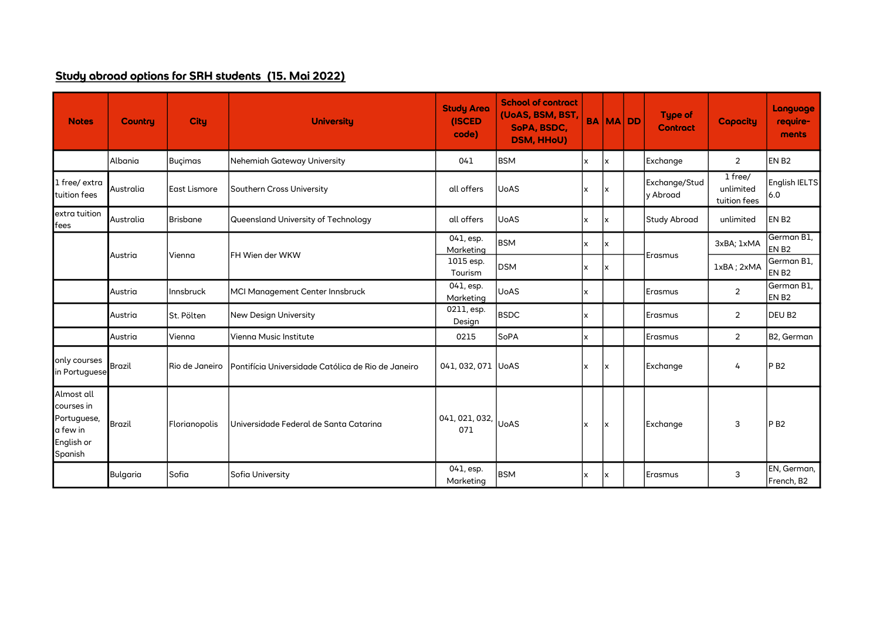## Study abroad options for SRH students (15. Mai 2022)

| Notes | Country | City | University | Study Area (ISCED code) | School of contract (UoAS, BSM, BST, SoPA, BSDC, DSM, HHoU) | BA | MA | DD | Type of Contract | Capacity | Language require-ments |
|---|---|---|---|---|---|---|---|---|---|---|---|
| | Albania | Buçimas | Nehemiah Gateway University | 041 | BSM | x | x | | Exchange | 2 | EN B2 |
| 1 free/ extra tuition fees | Australia | East Lismore | Southern Cross University | all offers | UoAS | x | x | | Exchange/Study Abroad | 1 free/ unlimited tuition fees | English IELTS 6.0 |
| extra tuition fees | Australia | Brisbane | Queensland University of Technology | all offers | UoAS | x | x | | Study Abroad | unlimited | EN B2 |
| | Austria | Vienna | FH Wien der WKW | 041, esp. Marketing | BSM | x | x | | Erasmus | 3xBA; 1xMA | German B1, EN B2 |
| | | | | 1015 esp. Tourism | DSM | x | x | | | 1xBA ; 2xMA | German B1, EN B2 |
| | Austria | Innsbruck | MCI Management Center Innsbruck | 041, esp. Marketing | UoAS | x | | | Erasmus | 2 | German B1, EN B2 |
| | Austria | St. Pölten | New Design University | 0211, esp. Design | BSDC | x | | | Erasmus | 2 | DEU B2 |
| | Austria | Vienna | Vienna Music Institute | 0215 | SoPA | x | | | Erasmus | 2 | B2, German |
| only courses in Portuguese | Brazil | Rio de Janeiro | Pontifícia Universidade Católica de Rio de Janeiro | 041, 032, 071 | UoAS | x | x | | Exchange | 4 | P B2 |
| Almost all courses in Portuguese, a few in English or Spanish | Brazil | Florianopolis | Universidade Federal de Santa Catarina | 041, 021, 032, 071 | UoAS | x | x | | Exchange | 3 | P B2 |
| | Bulgaria | Sofia | Sofia University | 041, esp. Marketing | BSM | x | x | | Erasmus | 3 | EN, German, French, B2 |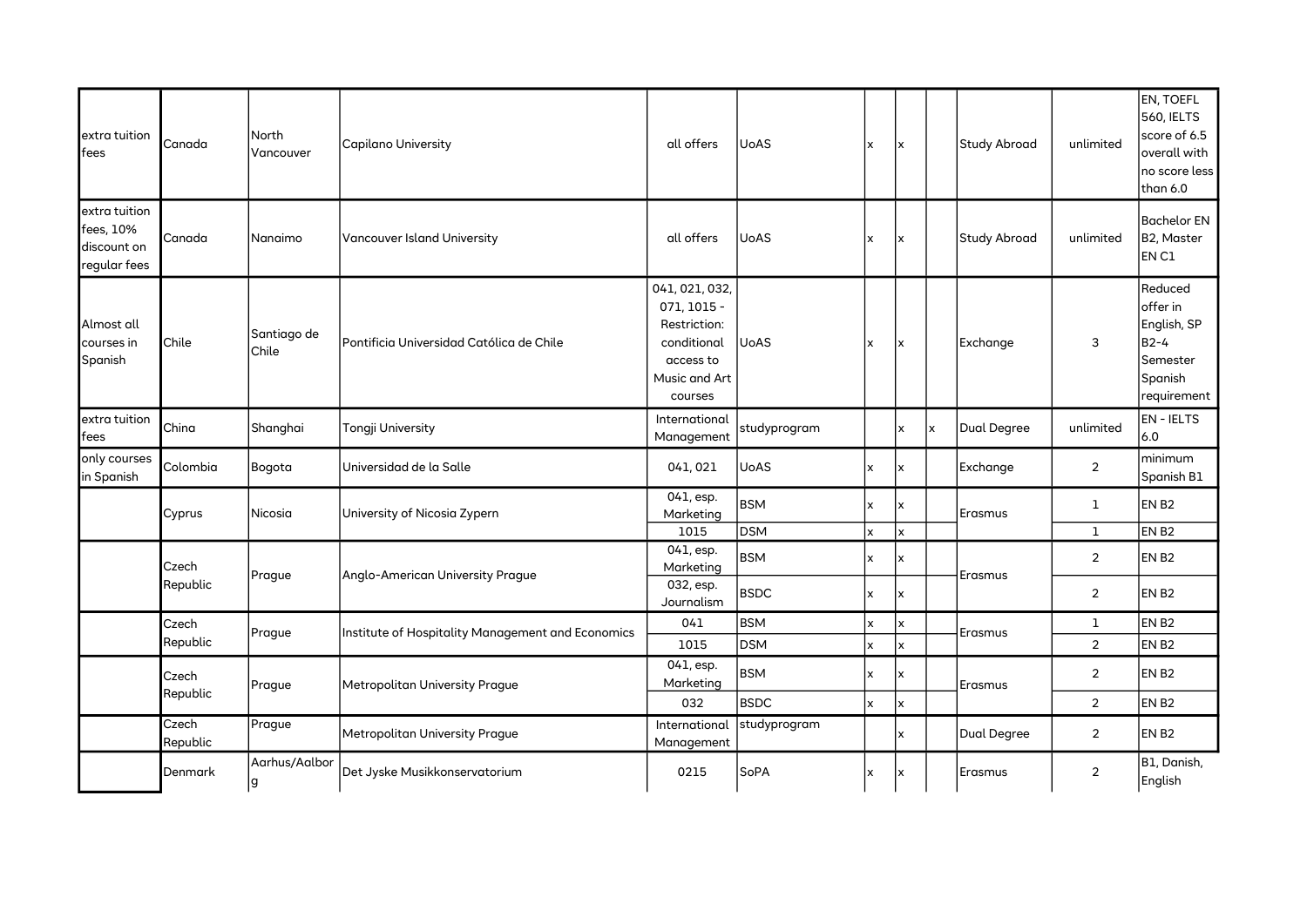| | | | | | | | | | | | |
|---|---|---|---|---|---|---|---|---|---|---|---|
| extra tuition fees | Canada | North Vancouver | Capilano University | all offers | UoAS | x | x | | Study Abroad | unlimited | EN, TOEFL 560, IELTS score of 6.5 overall with no score less than 6.0 |
| extra tuition fees, 10% discount on regular fees | Canada | Nanaimo | Vancouver Island University | all offers | UoAS | x | x | | Study Abroad | unlimited | Bachelor EN B2, Master EN C1 |
| Almost all courses in Spanish | Chile | Santiago de Chile | Pontificia Universidad Católica de Chile | 041, 021, 032, 071, 1015 - Restriction: conditional access to Music and Art courses | UoAS | x | x | | Exchange | 3 | Reduced offer in English, SP B2-4 Semester Spanish requirement |
| extra tuition fees | China | Shanghai | Tongji University | International Management | studyprogram | | x | x | Dual Degree | unlimited | EN - IELTS 6.0 |
| only courses in Spanish | Colombia | Bogota | Universidad de la Salle | 041, 021 | UoAS | x | x | | Exchange | 2 | minimum Spanish B1 |
| | Cyprus | Nicosia | University of Nicosia Zypern | 041, esp. Marketing | BSM | x | x | | Erasmus | 1 | EN B2 |
| | | | | 1015 | DSM | x | x | | | 1 | EN B2 |
| | Czech Republic | Prague | Anglo-American University Prague | 041, esp. Marketing | BSM | x | x | | Erasmus | 2 | EN B2 |
| | | | | 032, esp. Journalism | BSDC | x | x | | | 2 | EN B2 |
| | Czech Republic | Prague | Institute of Hospitality Management and Economics | 041 | BSM | x | x | | Erasmus | 1 | EN B2 |
| | | | | 1015 | DSM | x | x | | | 2 | EN B2 |
| | Czech Republic | Prague | Metropolitan University Prague | 041, esp. Marketing | BSM | x | x | | Erasmus | 2 | EN B2 |
| | | | | 032 | BSDC | x | x | | | 2 | EN B2 |
| | Czech Republic | Prague | Metropolitan University Prague | International Management | studyprogram | | x | | Dual Degree | 2 | EN B2 |
| | Denmark | Aarhus/Aalborg | Det Jyske Musikkonservatorium | 0215 | SoPA | x | x | | Erasmus | 2 | B1, Danish, English |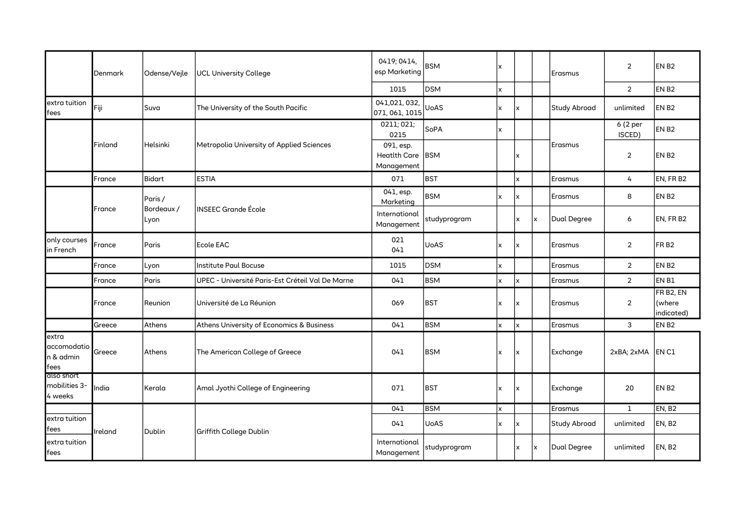| | | | | | | | | | | | |
|---|---|---|---|---|---|---|---|---|---|---|---|
| | Denmark | Odense/Vejle | UCL University College | 0419; 0414, esp Marketing | BSM | x | | | Erasmus | 2 | EN B2 |
| | | | | 1015 | DSM | x | | | | 2 | EN B2 |
| extra tuition fees | Fiji | Suva | The University of the South Pacific | 041,021, 032, 071, 061, 1015 | UoAS | x | x | | Study Abroad | unlimited | EN B2 |
| | Finland | Helsinki | Metropolia University of Applied Sciences | 0211; 021; 0215 | SoPA | x | | | Erasmus | 6 (2 per ISCED) | EN B2 |
| | | | | 091, esp. Heatlth Care Management | BSM | | x | | | 2 | EN B2 |
| | France | Bidart | ESTIA | 071 | BST | | x | | Erasmus | 4 | EN, FR B2 |
| | France | Paris / Bordeaux / Lyon | INSEEC Grande École | 041, esp. Marketing | BSM | x | x | | Erasmus | 8 | EN B2 |
| | | | | International Management | studyprogram | | x | x | Dual Degree | 6 | EN, FR B2 |
| only courses in French | France | Paris | Ecole EAC | 021<br>041 | UoAS | x | x | | Erasmus | 2 | FR B2 |
| | France | Lyon | Institute Paul Bocuse | 1015 | DSM | x | | | Erasmus | 2 | EN B2 |
| | France | Paris | UPEC - Université Paris-Est Créteil Val De Marne | 041 | BSM | x | x | | Erasmus | 2 | EN B1 |
| | France | Reunion | Université de La Réunion | 069 | BST | x | x | | Erasmus | 2 | FR B2, EN (where indicated) |
| | Greece | Athens | Athens University of Economics & Business | 041 | BSM | x | x | | Erasmus | 3 | EN B2 |
| extra accomodation & admin fees | Greece | Athens | The American College of Greece | 041 | BSM | x | x | | Exchange | 2xBA; 2xMA | EN C1 |
| also short mobilities 3-4 weeks | India | Kerala | Amal Jyothi College of Engineering | 071 | BST | x | x | | Exchange | 20 | EN B2 |
| | Ireland | Dublin | Griffith College Dublin | 041 | BSM | x | | | Erasmus | 1 | EN, B2 |
| extra tuition fees | | | | 041 | UoAS | x | x | | Study Abroad | unlimited | EN, B2 |
| extra tuition fees | | | | International Management | studyprogram | | x | x | Dual Degree | unlimited | EN, B2 |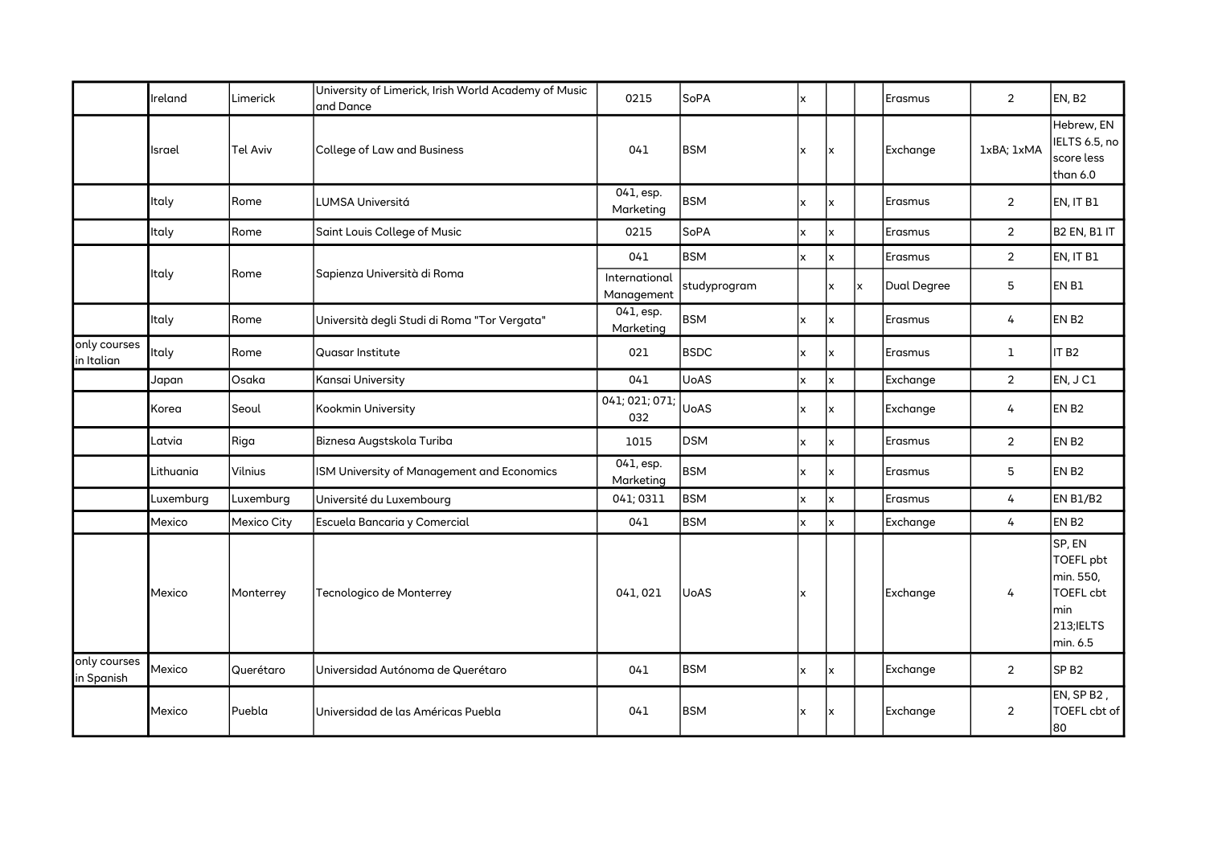| | | | | | | | | | | | |
|---|---|---|---|---|---|---|---|---|---|---|---|
| | Ireland | Limerick | University of Limerick, Irish World Academy of Music and Dance | 0215 | SoPA | x | | | Erasmus | 2 | EN, B2 |
| | Israel | Tel Aviv | College of Law and Business | 041 | BSM | x | x | | Exchange | 1xBA; 1xMA | Hebrew, EN IELTS 6.5, no score less than 6.0 |
| | Italy | Rome | LUMSA Universitá | 041, esp. Marketing | BSM | x | x | | Erasmus | 2 | EN, IT B1 |
| | Italy | Rome | Saint Louis College of Music | 0215 | SoPA | x | x | | Erasmus | 2 | B2 EN, B1 IT |
| | Italy | Rome | Sapienza Università di Roma | 041 | BSM | x | x | | Erasmus | 2 | EN, IT B1 |
| | | | | International Management | studyprogram | | x | x | Dual Degree | 5 | EN B1 |
| | Italy | Rome | Università degli Studi di Roma "Tor Vergata" | 041, esp. Marketing | BSM | x | x | | Erasmus | 4 | EN B2 |
| only courses in Italian | Italy | Rome | Quasar Institute | 021 | BSDC | x | x | | Erasmus | 1 | IT B2 |
| | Japan | Osaka | Kansai University | 041 | UoAS | x | x | | Exchange | 2 | EN, J C1 |
| | Korea | Seoul | Kookmin University | 041; 021; 071; 032 | UoAS | x | x | | Exchange | 4 | EN B2 |
| | Latvia | Riga | Biznesa Augstskola Turiba | 1015 | DSM | x | x | | Erasmus | 2 | EN B2 |
| | Lithuania | Vilnius | ISM University of Management and Economics | 041, esp. Marketing | BSM | x | x | | Erasmus | 5 | EN B2 |
| | Luxemburg | Luxemburg | Université du Luxembourg | 041; 0311 | BSM | x | x | | Erasmus | 4 | EN B1/B2 |
| | Mexico | Mexico City | Escuela Bancaria y Comercial | 041 | BSM | x | x | | Exchange | 4 | EN B2 |
| | Mexico | Monterrey | Tecnologico de Monterrey | 041, 021 | UoAS | x | | | Exchange | 4 | SP, EN TOEFL pbt min. 550, TOEFL cbt min 213;IELTS min. 6.5 |
| only courses in Spanish | Mexico | Querétaro | Universidad Autónoma de Querétaro | 041 | BSM | x | x | | Exchange | 2 | SP B2 |
| | Mexico | Puebla | Universidad de las Américas Puebla | 041 | BSM | x | x | | Exchange | 2 | EN, SP B2 , TOEFL cbt of 80 |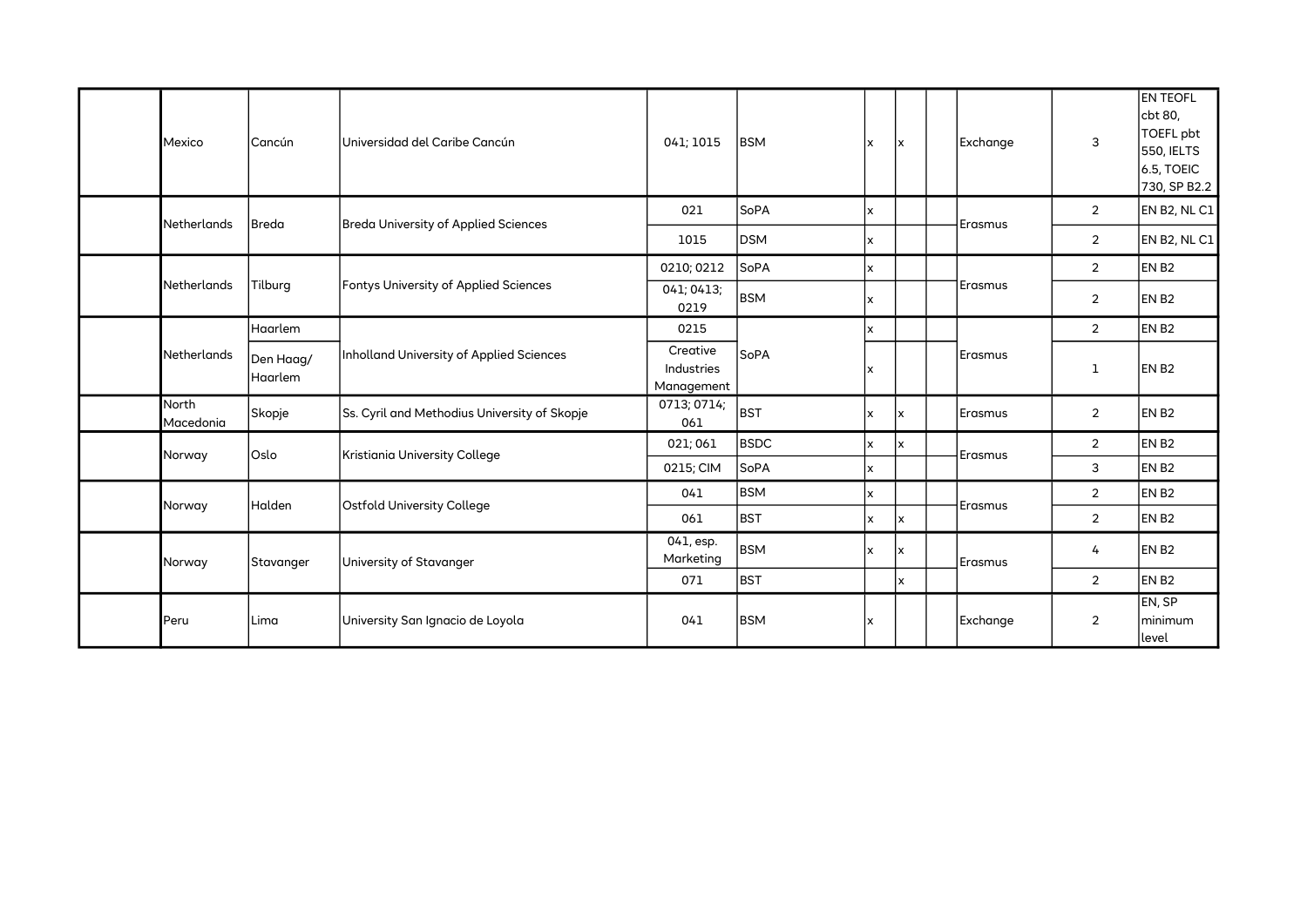| | | | | | | | | | | |
|---|---|---|---|---|---|---|---|---|---|---|
| | Mexico | Cancún | Universidad del Caribe Cancún | 041; 1015 | BSM | x | x | | Exchange | 3 | EN TEOFL cbt 80, TOEFL pbt 550, IELTS 6.5, TOEIC 730, SP B2.2 |
| | Netherlands | Breda | Breda University of Applied Sciences | 021 | SoPA | x | | | Erasmus | 2 | EN B2, NL C1 |
| | | | | 1015 | DSM | x | | | | 2 | EN B2, NL C1 |
| | Netherlands | Tilburg | Fontys University of Applied Sciences | 0210; 0212 | SoPA | x | | | Erasmus | 2 | EN B2 |
| | | | | 041; 0413; 0219 | BSM | x | | | | 2 | EN B2 |
| | Netherlands | Haarlem | Inholland University of Applied Sciences | 0215 | SoPA | x | | | Erasmus | 2 | EN B2 |
| | | Den Haag/ Haarlem | | Creative Industries Management | | x | | | | 1 | EN B2 |
| | North Macedonia | Skopje | Ss. Cyril and Methodius University of Skopje | 0713; 0714; 061 | BST | x | x | | Erasmus | 2 | EN B2 |
| | Norway | Oslo | Kristiania University College | 021; 061 | BSDC | x | x | | Erasmus | 2 | EN B2 |
| | | | | 0215; CIM | SoPA | x | | | | 3 | EN B2 |
| | Norway | Halden | Ostfold University College | 041 | BSM | x | | | Erasmus | 2 | EN B2 |
| | | | | 061 | BST | x | x | | | 2 | EN B2 |
| | Norway | Stavanger | University of Stavanger | 041, esp. Marketing | BSM | x | x | | Erasmus | 4 | EN B2 |
| | | | | 071 | BST | | x | | | 2 | EN B2 |
| | Peru | Lima | University San Ignacio de Loyola | 041 | BSM | x | | | Exchange | 2 | EN, SP minimum level |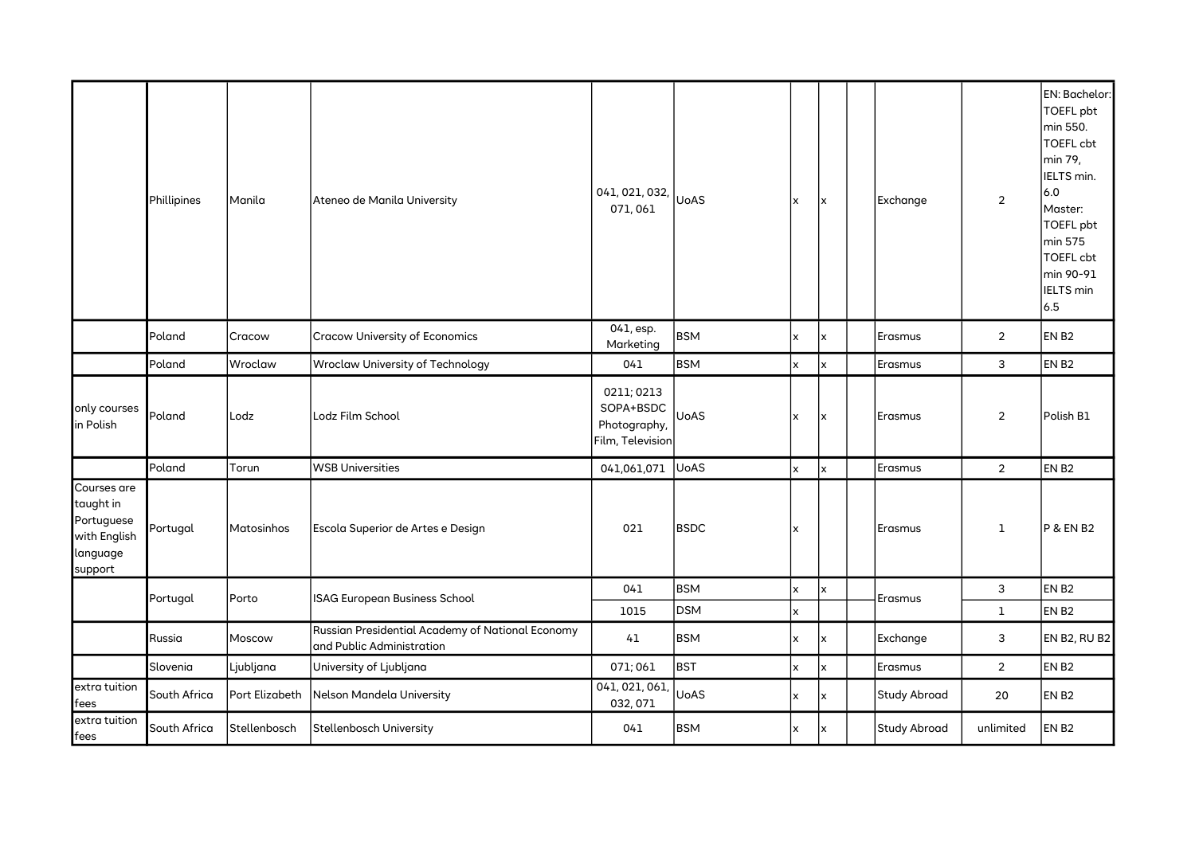| | | | | | | | | | | | |
|---|---|---|---|---|---|---|---|---|---|---|---|
| | Phillipines | Manila | Ateneo de Manila University | 041, 021, 032, 071, 061 | UoAS | x | x | | Exchange | 2 | EN: Bachelor: TOEFL pbt min 550. TOEFL cbt min 79, IELTS min. 6.0 Master: TOEFL pbt min 575 TOEFL cbt min 90-91 IELTS min 6.5 |
| | Poland | Cracow | Cracow University of Economics | 041, esp. Marketing | BSM | x | x | | Erasmus | 2 | EN B2 |
| | Poland | Wroclaw | Wroclaw University of Technology | 041 | BSM | x | x | | Erasmus | 3 | EN B2 |
| only courses in Polish | Poland | Lodz | Lodz Film School | 0211; 0213 SOPA+BSDC Photography, Film, Television | UoAS | x | x | | Erasmus | 2 | Polish B1 |
| | Poland | Torun | WSB Universities | 041,061,071 | UoAS | x | x | | Erasmus | 2 | EN B2 |
| Courses are taught in Portuguese with English language support | Portugal | Matosinhos | Escola Superior de Artes e Design | 021 | BSDC | x | | | Erasmus | 1 | P & EN B2 |
| | Portugal | Porto | ISAG European Business School | 041 | BSM | x | x | | Erasmus | 3 | EN B2 |
| | | | | 1015 | DSM | x | | | | 1 | EN B2 |
| | Russia | Moscow | Russian Presidential Academy of National Economy and Public Administration | 41 | BSM | x | x | | Exchange | 3 | EN B2, RU B2 |
| | Slovenia | Ljubljana | University of Ljubljana | 071; 061 | BST | x | x | | Erasmus | 2 | EN B2 |
| extra tuition fees | South Africa | Port Elizabeth | Nelson Mandela University | 041, 021, 061, 032, 071 | UoAS | x | x | | Study Abroad | 20 | EN B2 |
| extra tuition fees | South Africa | Stellenbosch | Stellenbosch University | 041 | BSM | x | x | | Study Abroad | unlimited | EN B2 |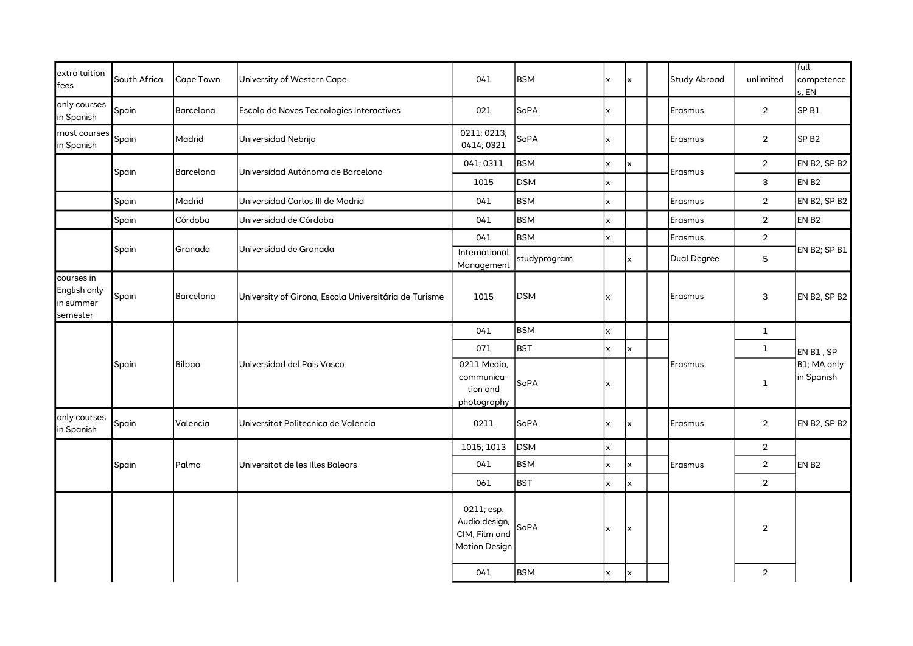| | | | | | | | | | | | |
|---|---|---|---|---|---|---|---|---|---|---|---|
| extra tuition fees | South Africa | Cape Town | University of Western Cape | 041 | BSM | x | x | | Study Abroad | unlimited | full competences, EN |
| only courses in Spanish | Spain | Barcelona | Escola de Noves Tecnologies Interactives | 021 | SoPA | x | | | Erasmus | 2 | SP B1 |
| most courses in Spanish | Spain | Madrid | Universidad Nebrija | 0211; 0213; 0414; 0321 | SoPA | x | | | Erasmus | 2 | SP B2 |
| | Spain | Barcelona | Universidad Autónoma de Barcelona | 041; 0311 | BSM | x | x | | Erasmus | 2 | EN B2, SP B2 |
| | | | | 1015 | DSM | x | | | | 3 | EN B2 |
| | Spain | Madrid | Universidad Carlos III de Madrid | 041 | BSM | x | | | Erasmus | 2 | EN B2, SP B2 |
| | Spain | Córdoba | Universidad de Córdoba | 041 | BSM | x | | | Erasmus | 2 | EN B2 |
| | Spain | Granada | Universidad de Granada | 041 | BSM | x | | | Erasmus | 2 | EN B2; SP B1 |
| | | | | International Management | studyprogram | | x | | Dual Degree | 5 | |
| courses in English only in summer semester | Spain | Barcelona | University of Girona, Escola Universitária de Turisme | 1015 | DSM | x | | | Erasmus | 3 | EN B2, SP B2 |
| | Spain | Bilbao | Universidad del Pais Vasco | 041 | BSM | x | | | Erasmus | 1 | EN B1 , SP B1; MA only in Spanish |
| | | | | 071 | BST | x | x | | | 1 | |
| | | | | 0211 Media, communica-tion and photography | SoPA | x | | | | 1 | |
| only courses in Spanish | Spain | Valencia | Universitat Politecnica de Valencia | 0211 | SoPA | x | x | | Erasmus | 2 | EN B2, SP B2 |
| | Spain | Palma | Universitat de les Illes Balears | 1015; 1013 | DSM | x | | | Erasmus | 2 | EN B2 |
| | | | | 041 | BSM | x | x | | | 2 | |
| | | | | 061 | BST | x | x | | | 2 | |
| | | | | 0211; esp. Audio design, CIM, Film and Motion Design | SoPA | x | x | | | 2 | |
| | | | | 041 | BSM | x | x | | | 2 | |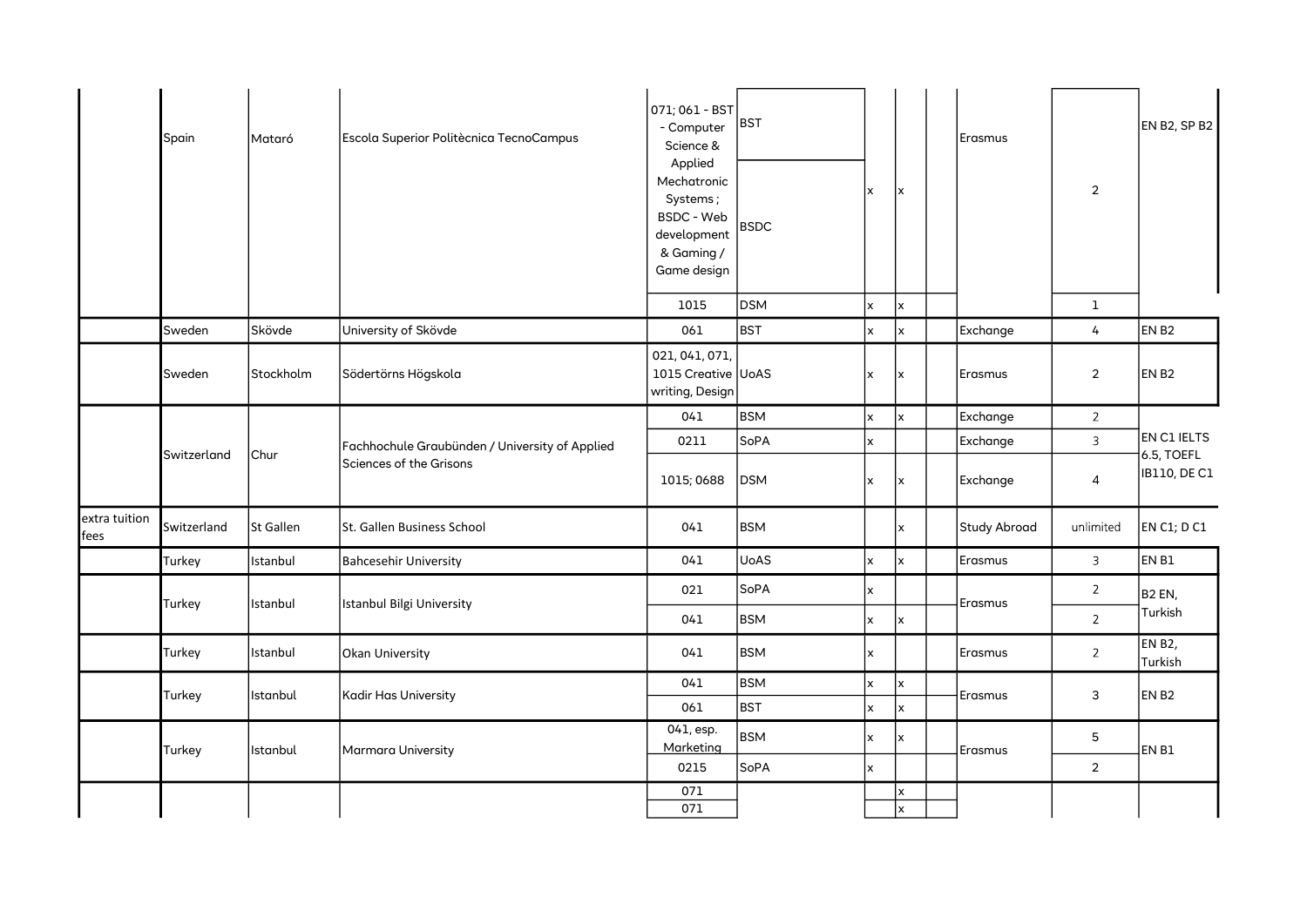|  | Spain | Mataró | Escola Superior Politècnica TecnoCampus | 071; 061 - BST - Computer Science & Applied Mechatronic Systems ; BSDC - Web development & Gaming / Game design | BST | x | x |  | Erasmus | 2 | EN B2, SP B2 |
|---|---|---|---|---|---|---|---|---|---|---|---|
|  |  |  |  |  | BSDC |  |  |  |  |  |  |
|  |  |  |  | 1015 | DSM | x | x |  |  | 1 |  |
|  | Sweden | Skövde | University of Skövde | 061 | BST | x | x |  | Exchange | 4 | EN B2 |
|  | Sweden | Stockholm | Södertörns Högskola | 021, 041, 071, 1015 Creative writing, Design | UoAS | x | x |  | Erasmus | 2 | EN B2 |
|  | Switzerland | Chur | Fachhochule Graubünden / University of Applied Sciences of the Grisons | 041 | BSM | x | x |  | Exchange | 2 | EN C1 IELTS 6.5, TOEFL IB110, DE C1 |
|  |  |  |  | 0211 | SoPA | x |  |  | Exchange | 3 |  |
|  |  |  |  | 1015; 0688 | DSM | x | x |  | Exchange | 4 |  |
| extra tuition fees | Switzerland | St Gallen | St. Gallen Business School | 041 | BSM |  | x |  | Study Abroad | unlimited | EN C1; D C1 |
|  | Turkey | Istanbul | Bahcesehir University | 041 | UoAS | x | x |  | Erasmus | 3 | EN B1 |
|  | Turkey | Istanbul | Istanbul Bilgi University | 021 | SoPA | x |  |  | Erasmus | 2 | B2 EN, Turkish |
|  |  |  |  | 041 | BSM | x | x |  |  | 2 |  |
|  | Turkey | Istanbul | Okan University | 041 | BSM | x |  |  | Erasmus | 2 | EN B2, Turkish |
|  | Turkey | Istanbul | Kadir Has University | 041 | BSM | x | x |  | Erasmus | 3 | EN B2 |
|  |  |  |  | 061 | BST | x | x |  |  |  |  |
|  | Turkey | Istanbul | Marmara University | 041, esp. Marketing | BSM | x | x |  | Erasmus | 5 | EN B1 |
|  |  |  |  | 0215 | SoPA | x |  |  |  | 2 |  |
|  |  |  |  | 071 |  |  | x |  |  |  |  |
|  |  |  |  | 071 |  |  | x |  |  |  |  |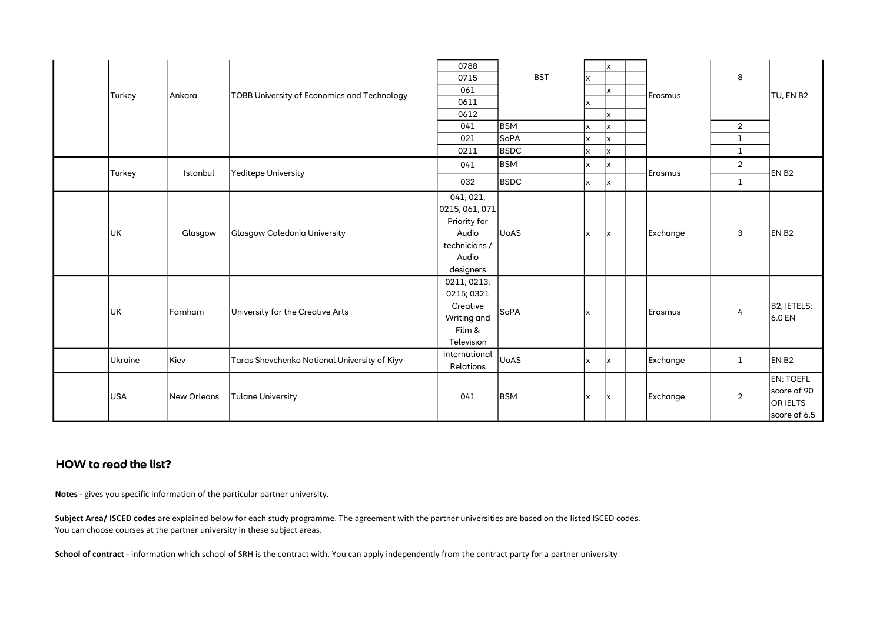|  | Turkey | Ankara | TOBB University of Economics and Technology | 0788 | BST |  | x |  | Erasmus | 8 | TU, EN B2 |
|---|---|---|---|---|---|---|---|---|---|---|---|
|  |  |  |  | 0715 |  | x |  |  |  |  |  |
|  |  |  |  | 061 |  |  | x |  |  |  |  |
|  |  |  |  | 0611 |  | x |  |  |  |  |  |
|  |  |  |  | 0612 |  |  | x |  |  |  |  |
|  |  |  |  | 041 | BSM | x | x |  |  | 2 |  |
|  |  |  |  | 021 | SoPA | x | x |  |  | 1 |  |
|  |  |  |  | 0211 | BSDC | x | x |  |  | 1 |  |
|  | Turkey | Istanbul | Yeditepe University | 041 | BSM | x | x |  | Erasmus | 2 | EN B2 |
|  |  |  |  | 032 | BSDC | x | x |  |  | 1 |  |
|  | UK | Glasgow | Glasgow Caledonia University | 041, 021, 0215, 061, 071 Priority for Audio technicians / Audio designers | UoAS | x | x |  | Exchange | 3 | EN B2 |
|  | UK | Farnham | University for the Creative Arts | 0211; 0213; 0215; 0321 Creative Writing and Film & Television | SoPA | x |  |  | Erasmus | 4 | B2, IETELS: 6.0 EN |
|  | Ukraine | Kiev | Taras Shevchenko National University of Kiyv | International Relations | UoAS | x | x |  | Exchange | 1 | EN B2 |
|  | USA | New Orleans | Tulane University | 041 | BSM | x | x |  | Exchange | 2 | EN: TOEFL score of 90 OR IELTS score of 6.5 |

## HOW to read the list?

**Notes** - gives you specific information of the particular partner university.

**Subject Area/ ISCED codes** are explained below for each study programme. The agreement with the partner universities are based on the listed ISCED codes.
You can choose courses at the partner university in these subject areas.

**School of contract** - information which school of SRH is the contract with. You can apply independently from the contract party for a partner university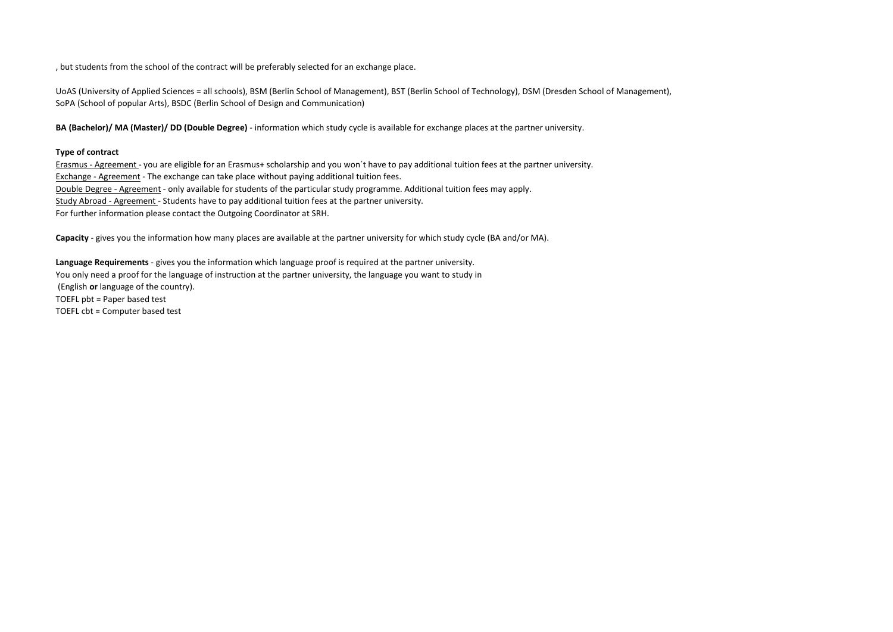, but students from the school of the contract will be preferably selected for an exchange place.

UoAS (University of Applied Sciences = all schools), BSM (Berlin School of Management), BST (Berlin School of Technology), DSM (Dresden School of Management), SoPA (School of popular Arts), BSDC (Berlin School of Design and Communication)

**BA (Bachelor)/ MA (Master)/ DD (Double Degree)** - information which study cycle is available for exchange places at the partner university.

**Type of contract**

Erasmus - Agreement - you are eligible for an Erasmus+ scholarship and you won´t have to pay additional tuition fees at the partner university.
Exchange - Agreement - The exchange can take place without paying additional tuition fees.
Double Degree - Agreement - only available for students of the particular study programme. Additional tuition fees may apply.
Study Abroad - Agreement - Students have to pay additional tuition fees at the partner university.
For further information please contact the Outgoing Coordinator at SRH.

**Capacity** - gives you the information how many places are available at the partner university for which study cycle (BA and/or MA).

**Language Requirements** - gives you the information which language proof is required at the partner university.
You only need a proof for the language of instruction at the partner university, the language you want to study in
(English **or** language of the country).
TOEFL pbt = Paper based test
TOEFL cbt = Computer based test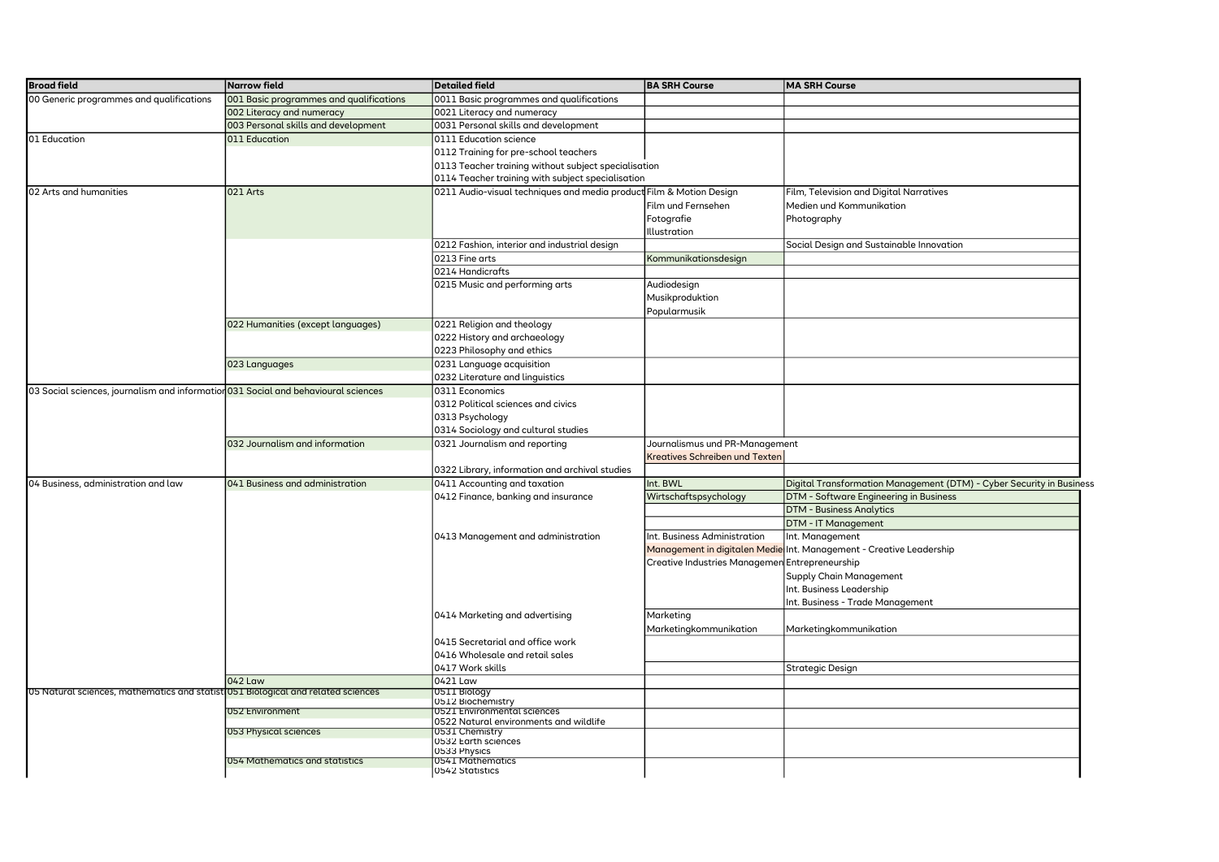| Broad field | Narrow field | Detailed field | BA SRH Course | MA SRH Course |
|---|---|---|---|---|
| 00 Generic programmes and qualifications | 001 Basic programmes and qualifications | 0011 Basic programmes and qualifications | | |
| | 002 Literacy and numeracy | 0021 Literacy and numeracy | | |
| | 003 Personal skills and development | 0031 Personal skills and development | | |
| 01 Education | 011 Education | 0111 Education science | | |
| | | 0112 Training for pre-school teachers | | |
| | | 0113 Teacher training without subject specialisation | | |
| | | 0114 Teacher training with subject specialisation | | |
| 02 Arts and humanities | 021 Arts | 0211 Audio-visual techniques and media product | Film & Motion Design | Film, Television and Digital Narratives |
| | | | Film und Fernsehen | Medien und Kommunikation |
| | | | Fotografie | Photography |
| | | | Illustration | |
| | | 0212 Fashion, interior and industrial design | | Social Design and Sustainable Innovation |
| | | 0213 Fine arts | Kommunikationsdesign | |
| | | 0214 Handicrafts | | |
| | | 0215 Music and performing arts | Audiodesign | |
| | | | Musikproduktion | |
| | | | Popularmusik | |
| | 022 Humanities (except languages) | 0221 Religion and theology | | |
| | | 0222 History and archaeology | | |
| | | 0223 Philosophy and ethics | | |
| | 023 Languages | 0231 Language acquisition | | |
| | | 0232 Literature and linguistics | | |
| 03 Social sciences, journalism and informatior | 031 Social and behavioural sciences | 0311 Economics | | |
| | | 0312 Political sciences and civics | | |
| | | 0313 Psychology | | |
| | | 0314 Sociology and cultural studies | | |
| | 032 Journalism and information | 0321 Journalism and reporting | Journalismus und PR-Management | |
| | | | Kreatives Schreiben und Texten | |
| | | 0322 Library, information and archival studies | | |
| 04 Business, administration and law | 041 Business and administration | 0411 Accounting and taxation | Int. BWL | Digital Transformation Management (DTM) - Cyber Security in Business |
| | | 0412 Finance, banking and insurance | Wirtschaftspsychology | DTM - Software Engineering in Business |
| | | | | DTM - Business Analytics |
| | | | | DTM - IT Management |
| | | 0413 Management and administration | Int. Business Administration | Int. Management |
| | | | Management in digitalen Medie | Int. Management - Creative Leadership |
| | | | Creative Industries Managemen | Entrepreneurship |
| | | | | Supply Chain Management |
| | | | | Int. Business Leadership |
| | | | | Int. Business - Trade Management |
| | | 0414 Marketing and advertising | Marketing | |
| | | | Marketingkommunikation | Marketingkommunikation |
| | | 0415 Secretarial and office work | | |
| | | 0416 Wholesale and retail sales | | |
| | | 0417 Work skills | | Strategic Design |
| | 042 Law | 0421 Law | | |
| 05 Natural sciences, mathematics and statist | 051 Biological and related sciences | 0511 Biology | | |
| | | 0512 Biochemistry | | |
| | 052 Environment | 0521 Environmental sciences | | |
| | | 0522 Natural environments and wildlife | | |
| | 053 Physical sciences | 0531 Chemistry | | |
| | | 0532 Earth sciences | | |
| | | 0533 Physics | | |
| | 054 Mathematics and statistics | 0541 Mathematics | | |
| | | 0542 Statistics | | |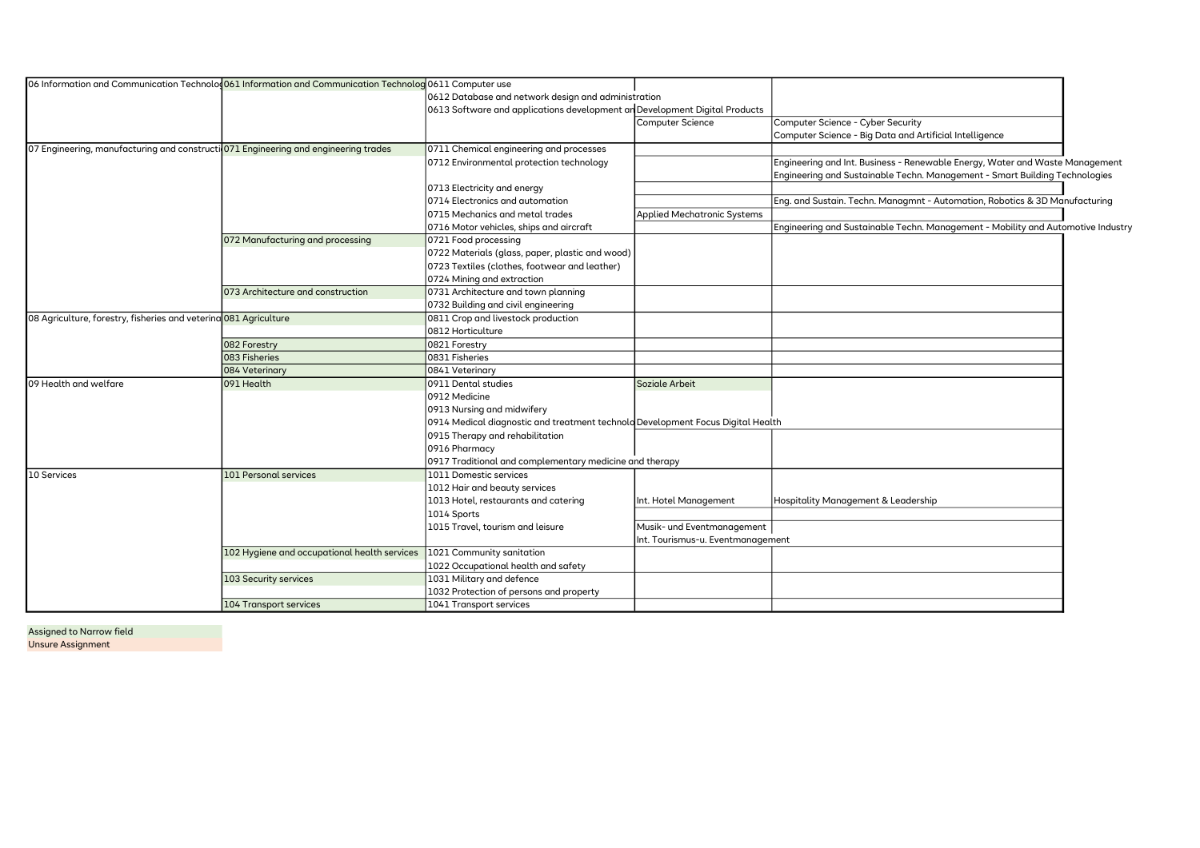| | | | | |
|---|---|---|---|---|
| 06 Information and Communication Technolog | 061 Information and Communication Technolog | 0611 Computer use | | |
| | | 0612 Database and network design and administration | | |
| | | 0613 Software and applications development an | Development Digital Products | |
| | | | Computer Science | Computer Science - Cyber Security |
| | | | | Computer Science - Big Data and Artificial Intelligence |
| 07 Engineering, manufacturing and constructi | 071 Engineering and engineering trades | 0711 Chemical engineering and processes | | |
| | | 0712 Environmental protection technology | | Engineering and Int. Business - Renewable Energy, Water and Waste Management |
| | | | | Engineering and Sustainable Techn. Management - Smart Building Technologies |
| | | 0713 Electricity and energy | | |
| | | 0714 Electronics and automation | | Eng. and Sustain. Techn. Managmnt - Automation, Robotics & 3D Manufacturing |
| | | 0715 Mechanics and metal trades | Applied Mechatronic Systems | |
| | | 0716 Motor vehicles, ships and aircraft | | Engineering and Sustainable Techn. Management - Mobility and Automotive Industry |
| | 072 Manufacturing and processing | 0721 Food processing | | |
| | | 0722 Materials (glass, paper, plastic and wood) | | |
| | | 0723 Textiles (clothes, footwear and leather) | | |
| | | 0724 Mining and extraction | | |
| | 073 Architecture and construction | 0731 Architecture and town planning | | |
| | | 0732 Building and civil engineering | | |
| 08 Agriculture, forestry, fisheries and veterina | 081 Agriculture | 0811 Crop and livestock production | | |
| | | 0812 Horticulture | | |
| | 082 Forestry | 0821 Forestry | | |
| | 083 Fisheries | 0831 Fisheries | | |
| | 084 Veterinary | 0841 Veterinary | | |
| 09 Health and welfare | 091 Health | 0911 Dental studies | Soziale Arbeit | |
| | | 0912 Medicine | | |
| | | 0913 Nursing and midwifery | | |
| | | 0914 Medical diagnostic and treatment technolo | Development Focus Digital Health | |
| | | 0915 Therapy and rehabilitation | | |
| | | 0916 Pharmacy | | |
| | | 0917 Traditional and complementary medicine and therapy | | |
| 10 Services | 101 Personal services | 1011 Domestic services | | |
| | | 1012 Hair and beauty services | | |
| | | 1013 Hotel, restaurants and catering | Int. Hotel Management | Hospitality Management & Leadership |
| | | 1014 Sports | | |
| | | 1015 Travel, tourism and leisure | Musik- und Eventmanagement | |
| | | | Int. Tourismus-u. Eventmanagement | |
| | 102 Hygiene and occupational health services | 1021 Community sanitation | | |
| | | 1022 Occupational health and safety | | |
| | 103 Security services | 1031 Military and defence | | |
| | | 1032 Protection of persons and property | | |
| | 104 Transport services | 1041 Transport services | | |

Assigned to Narrow field
Unsure Assignment